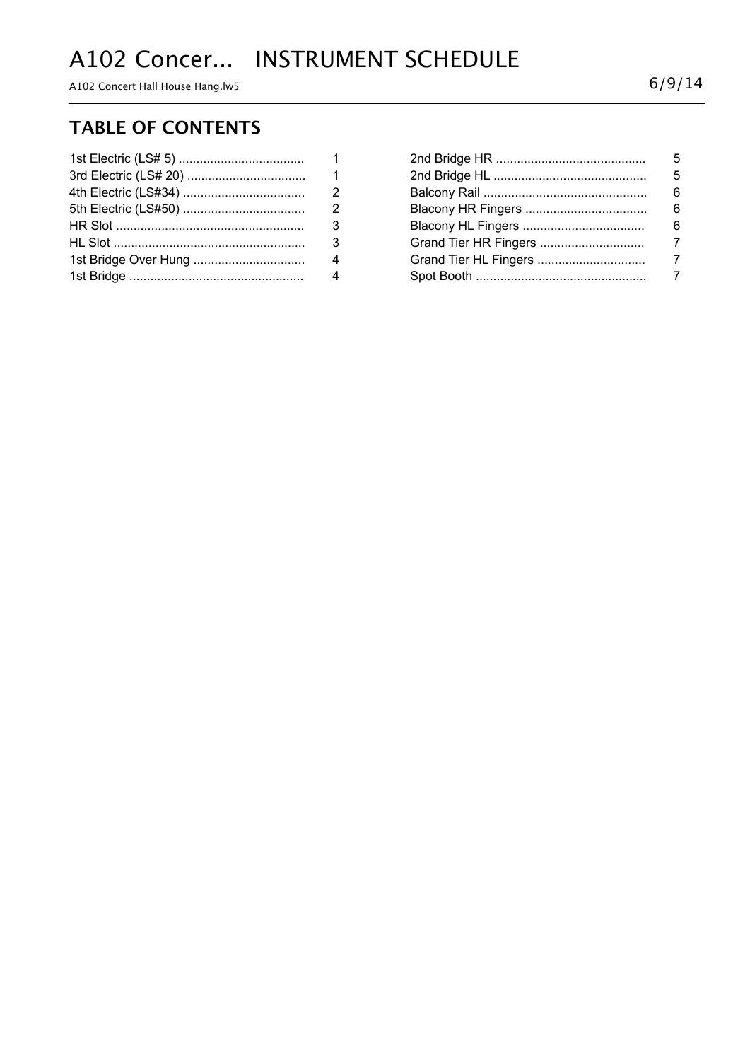# A102 Concer... INSTRUMENT SCHEDULE

A102 Concert Hall House Hang.lw5

6/9/14

## TABLE OF CONTENTS

| Section | Page |
|---|---|
| 1st Electric (LS# 5) | 1 |
| 3rd Electric (LS# 20) | 1 |
| 4th Electric (LS#34) | 2 |
| 5th Electric (LS#50) | 2 |
| HR Slot | 3 |
| HL Slot | 3 |
| 1st Bridge Over Hung | 4 |
| 1st Bridge | 4 |
| 2nd Bridge HR | 5 |
| 2nd Bridge HL | 5 |
| Balcony Rail | 6 |
| Blacony HR Fingers | 6 |
| Blacony HL Fingers | 6 |
| Grand Tier HR Fingers | 7 |
| Grand Tier HL Fingers | 7 |
| Spot Booth | 7 |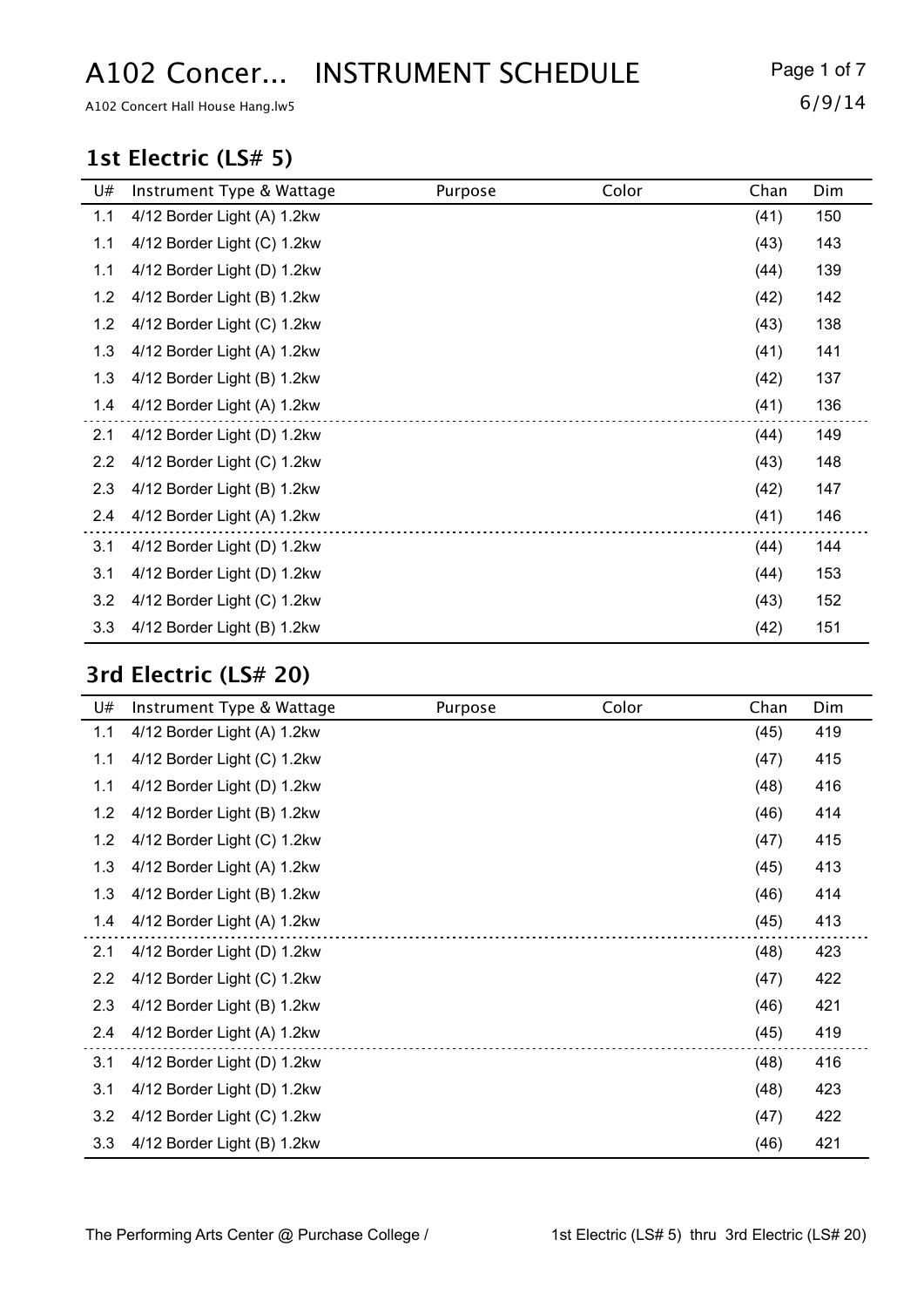# A102 Concer... INSTRUMENT SCHEDULE

A102 Concert Hall House Hang.lw5

6/9/14

## 1st Electric (LS# 5)

| U# | Instrument Type & Wattage | Purpose | Color | Chan | Dim |
|---|---|---|---|---|---|
| 1.1 | 4/12 Border Light (A) 1.2kw | | | (41) | 150 |
| 1.1 | 4/12 Border Light (C) 1.2kw | | | (43) | 143 |
| 1.1 | 4/12 Border Light (D) 1.2kw | | | (44) | 139 |
| 1.2 | 4/12 Border Light (B) 1.2kw | | | (42) | 142 |
| 1.2 | 4/12 Border Light (C) 1.2kw | | | (43) | 138 |
| 1.3 | 4/12 Border Light (A) 1.2kw | | | (41) | 141 |
| 1.3 | 4/12 Border Light (B) 1.2kw | | | (42) | 137 |
| 1.4 | 4/12 Border Light (A) 1.2kw | | | (41) | 136 |
| 2.1 | 4/12 Border Light (D) 1.2kw | | | (44) | 149 |
| 2.2 | 4/12 Border Light (C) 1.2kw | | | (43) | 148 |
| 2.3 | 4/12 Border Light (B) 1.2kw | | | (42) | 147 |
| 2.4 | 4/12 Border Light (A) 1.2kw | | | (41) | 146 |
| 3.1 | 4/12 Border Light (D) 1.2kw | | | (44) | 144 |
| 3.1 | 4/12 Border Light (D) 1.2kw | | | (44) | 153 |
| 3.2 | 4/12 Border Light (C) 1.2kw | | | (43) | 152 |
| 3.3 | 4/12 Border Light (B) 1.2kw | | | (42) | 151 |

## 3rd Electric (LS# 20)

| U# | Instrument Type & Wattage | Purpose | Color | Chan | Dim |
|---|---|---|---|---|---|
| 1.1 | 4/12 Border Light (A) 1.2kw | | | (45) | 419 |
| 1.1 | 4/12 Border Light (C) 1.2kw | | | (47) | 415 |
| 1.1 | 4/12 Border Light (D) 1.2kw | | | (48) | 416 |
| 1.2 | 4/12 Border Light (B) 1.2kw | | | (46) | 414 |
| 1.2 | 4/12 Border Light (C) 1.2kw | | | (47) | 415 |
| 1.3 | 4/12 Border Light (A) 1.2kw | | | (45) | 413 |
| 1.3 | 4/12 Border Light (B) 1.2kw | | | (46) | 414 |
| 1.4 | 4/12 Border Light (A) 1.2kw | | | (45) | 413 |
| 2.1 | 4/12 Border Light (D) 1.2kw | | | (48) | 423 |
| 2.2 | 4/12 Border Light (C) 1.2kw | | | (47) | 422 |
| 2.3 | 4/12 Border Light (B) 1.2kw | | | (46) | 421 |
| 2.4 | 4/12 Border Light (A) 1.2kw | | | (45) | 419 |
| 3.1 | 4/12 Border Light (D) 1.2kw | | | (48) | 416 |
| 3.1 | 4/12 Border Light (D) 1.2kw | | | (48) | 423 |
| 3.2 | 4/12 Border Light (C) 1.2kw | | | (47) | 422 |
| 3.3 | 4/12 Border Light (B) 1.2kw | | | (46) | 421 |

The Performing Arts Center @ Purchase College / 1st Electric (LS# 5) thru 3rd Electric (LS# 20)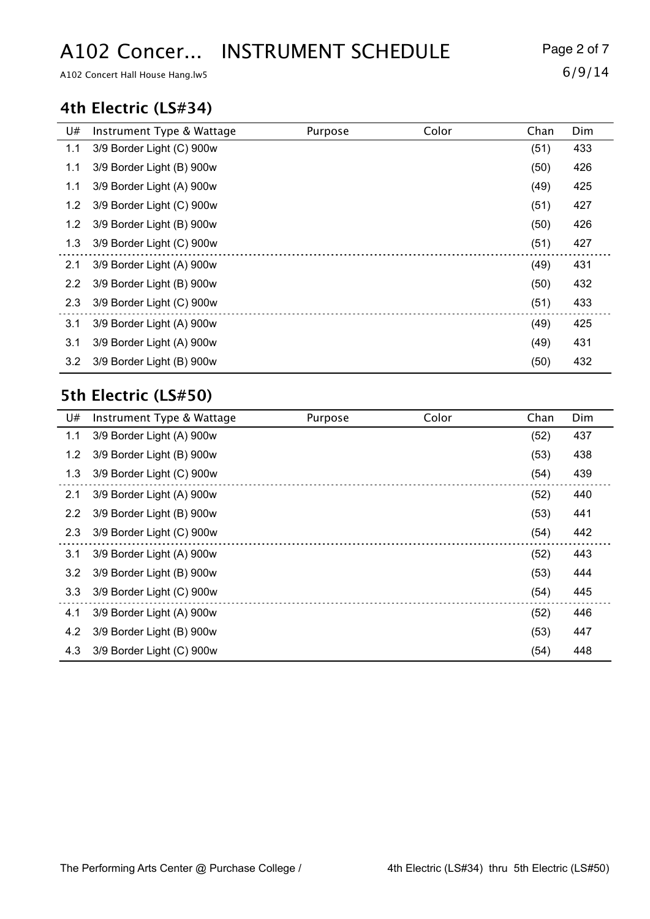## 4th Electric (LS#34)

| U# | Instrument Type & Wattage | Purpose | Color | Chan | Dim |
|---|---|---|---|---|---|
| 1.1 | 3/9 Border Light (C) 900w | | | (51) | 433 |
| 1.1 | 3/9 Border Light (B) 900w | | | (50) | 426 |
| 1.1 | 3/9 Border Light (A) 900w | | | (49) | 425 |
| 1.2 | 3/9 Border Light (C) 900w | | | (51) | 427 |
| 1.2 | 3/9 Border Light (B) 900w | | | (50) | 426 |
| 1.3 | 3/9 Border Light (C) 900w | | | (51) | 427 |
| 2.1 | 3/9 Border Light (A) 900w | | | (49) | 431 |
| 2.2 | 3/9 Border Light (B) 900w | | | (50) | 432 |
| 2.3 | 3/9 Border Light (C) 900w | | | (51) | 433 |
| 3.1 | 3/9 Border Light (A) 900w | | | (49) | 425 |
| 3.1 | 3/9 Border Light (A) 900w | | | (49) | 431 |
| 3.2 | 3/9 Border Light (B) 900w | | | (50) | 432 |

## 5th Electric (LS#50)

| U# | Instrument Type & Wattage | Purpose | Color | Chan | Dim |
|---|---|---|---|---|---|
| 1.1 | 3/9 Border Light (A) 900w | | | (52) | 437 |
| 1.2 | 3/9 Border Light (B) 900w | | | (53) | 438 |
| 1.3 | 3/9 Border Light (C) 900w | | | (54) | 439 |
| 2.1 | 3/9 Border Light (A) 900w | | | (52) | 440 |
| 2.2 | 3/9 Border Light (B) 900w | | | (53) | 441 |
| 2.3 | 3/9 Border Light (C) 900w | | | (54) | 442 |
| 3.1 | 3/9 Border Light (A) 900w | | | (52) | 443 |
| 3.2 | 3/9 Border Light (B) 900w | | | (53) | 444 |
| 3.3 | 3/9 Border Light (C) 900w | | | (54) | 445 |
| 4.1 | 3/9 Border Light (A) 900w | | | (52) | 446 |
| 4.2 | 3/9 Border Light (B) 900w | | | (53) | 447 |
| 4.3 | 3/9 Border Light (C) 900w | | | (54) | 448 |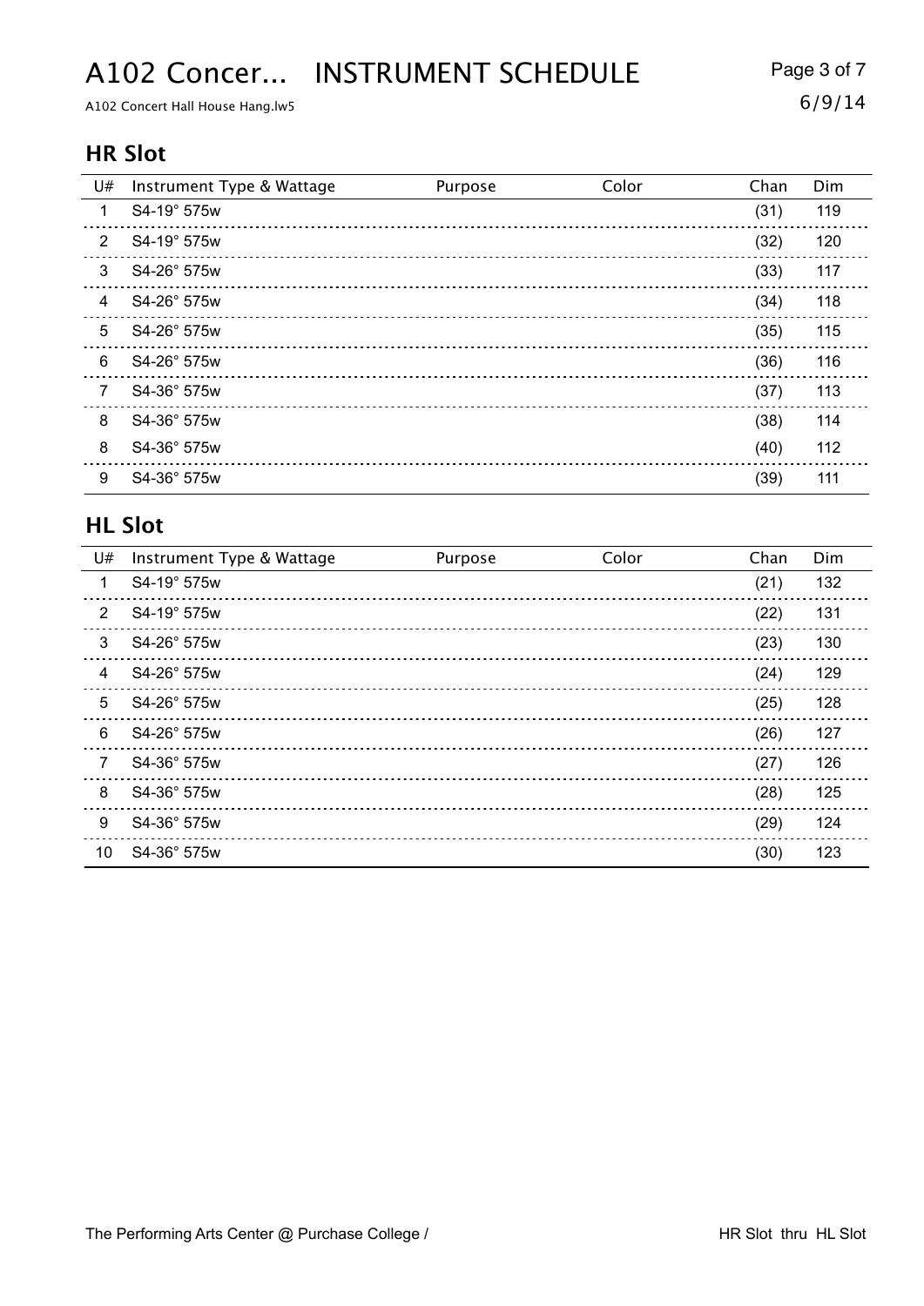# A102 Concer... INSTRUMENT SCHEDULE

A102 Concert Hall House Hang.lw5

6/9/14

## HR Slot

| U# | Instrument Type & Wattage | Purpose | Color | Chan | Dim |
|---|---|---|---|---|---|
| 1 | S4-19° 575w | | | (31) | 119 |
| 2 | S4-19° 575w | | | (32) | 120 |
| 3 | S4-26° 575w | | | (33) | 117 |
| 4 | S4-26° 575w | | | (34) | 118 |
| 5 | S4-26° 575w | | | (35) | 115 |
| 6 | S4-26° 575w | | | (36) | 116 |
| 7 | S4-36° 575w | | | (37) | 113 |
| 8 | S4-36° 575w | | | (38) | 114 |
| 8 | S4-36° 575w | | | (40) | 112 |
| 9 | S4-36° 575w | | | (39) | 111 |

## HL Slot

| U# | Instrument Type & Wattage | Purpose | Color | Chan | Dim |
|---|---|---|---|---|---|
| 1 | S4-19° 575w | | | (21) | 132 |
| 2 | S4-19° 575w | | | (22) | 131 |
| 3 | S4-26° 575w | | | (23) | 130 |
| 4 | S4-26° 575w | | | (24) | 129 |
| 5 | S4-26° 575w | | | (25) | 128 |
| 6 | S4-26° 575w | | | (26) | 127 |
| 7 | S4-36° 575w | | | (27) | 126 |
| 8 | S4-36° 575w | | | (28) | 125 |
| 9 | S4-36° 575w | | | (29) | 124 |
| 10 | S4-36° 575w | | | (30) | 123 |

The Performing Arts Center @ Purchase College /

HR Slot thru HL Slot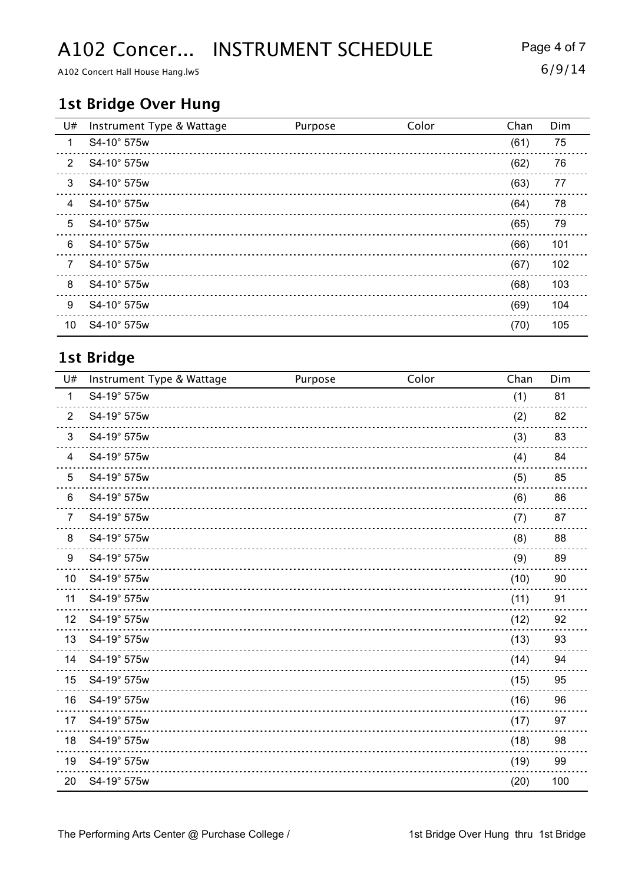# A102 Concer... INSTRUMENT SCHEDULE

A102 Concert Hall House Hang.lw5

6/9/14

## 1st Bridge Over Hung

| U# | Instrument Type & Wattage | Purpose | Color | Chan | Dim |
|---|---|---|---|---|---|
| 1 | S4-10° 575w | | | (61) | 75 |
| 2 | S4-10° 575w | | | (62) | 76 |
| 3 | S4-10° 575w | | | (63) | 77 |
| 4 | S4-10° 575w | | | (64) | 78 |
| 5 | S4-10° 575w | | | (65) | 79 |
| 6 | S4-10° 575w | | | (66) | 101 |
| 7 | S4-10° 575w | | | (67) | 102 |
| 8 | S4-10° 575w | | | (68) | 103 |
| 9 | S4-10° 575w | | | (69) | 104 |
| 10 | S4-10° 575w | | | (70) | 105 |

## 1st Bridge

| U# | Instrument Type & Wattage | Purpose | Color | Chan | Dim |
|---|---|---|---|---|---|
| 1 | S4-19° 575w | | | (1) | 81 |
| 2 | S4-19° 575w | | | (2) | 82 |
| 3 | S4-19° 575w | | | (3) | 83 |
| 4 | S4-19° 575w | | | (4) | 84 |
| 5 | S4-19° 575w | | | (5) | 85 |
| 6 | S4-19° 575w | | | (6) | 86 |
| 7 | S4-19° 575w | | | (7) | 87 |
| 8 | S4-19° 575w | | | (8) | 88 |
| 9 | S4-19° 575w | | | (9) | 89 |
| 10 | S4-19° 575w | | | (10) | 90 |
| 11 | S4-19° 575w | | | (11) | 91 |
| 12 | S4-19° 575w | | | (12) | 92 |
| 13 | S4-19° 575w | | | (13) | 93 |
| 14 | S4-19° 575w | | | (14) | 94 |
| 15 | S4-19° 575w | | | (15) | 95 |
| 16 | S4-19° 575w | | | (16) | 96 |
| 17 | S4-19° 575w | | | (17) | 97 |
| 18 | S4-19° 575w | | | (18) | 98 |
| 19 | S4-19° 575w | | | (19) | 99 |
| 20 | S4-19° 575w | | | (20) | 100 |

The Performing Arts Center @ Purchase College / 1st Bridge Over Hung thru 1st Bridge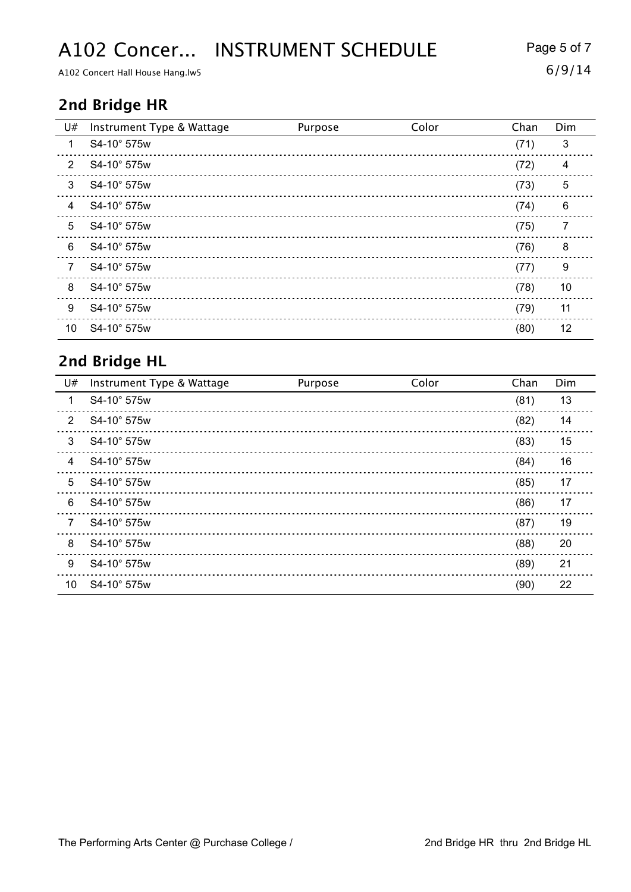## 2nd Bridge HR

| U# | Instrument Type & Wattage | Purpose | Color | Chan | Dim |
|---|---|---|---|---|---|
| 1 | S4-10° 575w | | | (71) | 3 |
| 2 | S4-10° 575w | | | (72) | 4 |
| 3 | S4-10° 575w | | | (73) | 5 |
| 4 | S4-10° 575w | | | (74) | 6 |
| 5 | S4-10° 575w | | | (75) | 7 |
| 6 | S4-10° 575w | | | (76) | 8 |
| 7 | S4-10° 575w | | | (77) | 9 |
| 8 | S4-10° 575w | | | (78) | 10 |
| 9 | S4-10° 575w | | | (79) | 11 |
| 10 | S4-10° 575w | | | (80) | 12 |

## 2nd Bridge HL

| U# | Instrument Type & Wattage | Purpose | Color | Chan | Dim |
|---|---|---|---|---|---|
| 1 | S4-10° 575w | | | (81) | 13 |
| 2 | S4-10° 575w | | | (82) | 14 |
| 3 | S4-10° 575w | | | (83) | 15 |
| 4 | S4-10° 575w | | | (84) | 16 |
| 5 | S4-10° 575w | | | (85) | 17 |
| 6 | S4-10° 575w | | | (86) | 17 |
| 7 | S4-10° 575w | | | (87) | 19 |
| 8 | S4-10° 575w | | | (88) | 20 |
| 9 | S4-10° 575w | | | (89) | 21 |
| 10 | S4-10° 575w | | | (90) | 22 |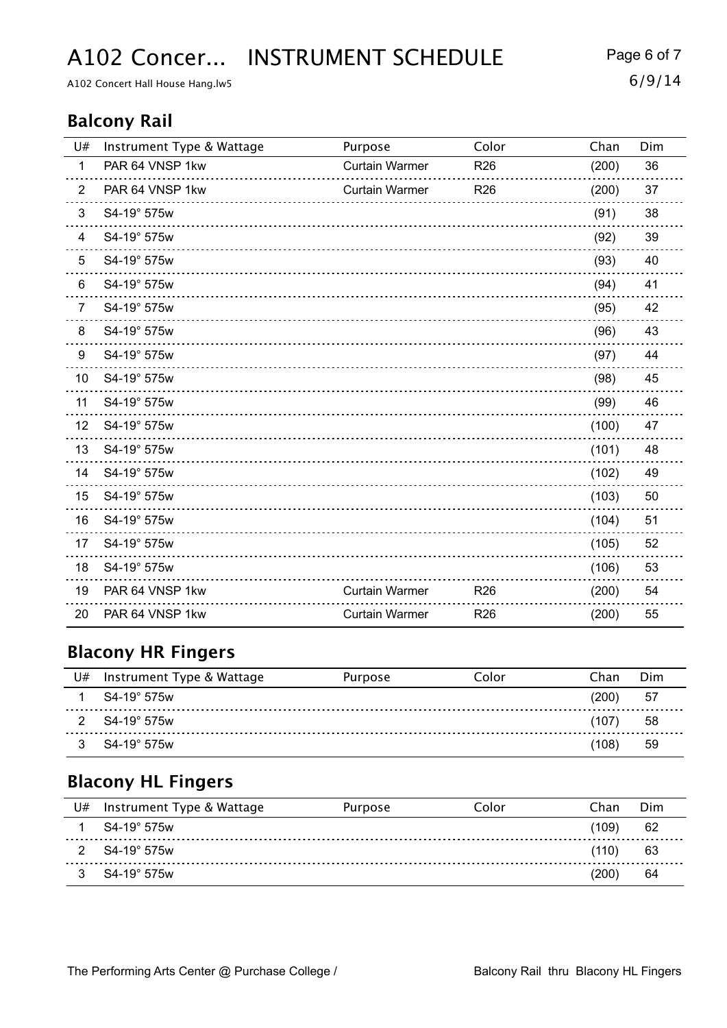# A102 Concer... INSTRUMENT SCHEDULE

A102 Concert Hall House Hang.lw5

6/9/14

## Balcony Rail

| U# | Instrument Type & Wattage | Purpose | Color | Chan | Dim |
|---|---|---|---|---|---|
| 1 | PAR 64 VNSP 1kw | Curtain Warmer | R26 | (200) | 36 |
| 2 | PAR 64 VNSP 1kw | Curtain Warmer | R26 | (200) | 37 |
| 3 | S4-19° 575w | | | (91) | 38 |
| 4 | S4-19° 575w | | | (92) | 39 |
| 5 | S4-19° 575w | | | (93) | 40 |
| 6 | S4-19° 575w | | | (94) | 41 |
| 7 | S4-19° 575w | | | (95) | 42 |
| 8 | S4-19° 575w | | | (96) | 43 |
| 9 | S4-19° 575w | | | (97) | 44 |
| 10 | S4-19° 575w | | | (98) | 45 |
| 11 | S4-19° 575w | | | (99) | 46 |
| 12 | S4-19° 575w | | | (100) | 47 |
| 13 | S4-19° 575w | | | (101) | 48 |
| 14 | S4-19° 575w | | | (102) | 49 |
| 15 | S4-19° 575w | | | (103) | 50 |
| 16 | S4-19° 575w | | | (104) | 51 |
| 17 | S4-19° 575w | | | (105) | 52 |
| 18 | S4-19° 575w | | | (106) | 53 |
| 19 | PAR 64 VNSP 1kw | Curtain Warmer | R26 | (200) | 54 |
| 20 | PAR 64 VNSP 1kw | Curtain Warmer | R26 | (200) | 55 |

## Blacony HR Fingers

| U# | Instrument Type & Wattage | Purpose | Color | Chan | Dim |
|---|---|---|---|---|---|
| 1 | S4-19° 575w | | | (200) | 57 |
| 2 | S4-19° 575w | | | (107) | 58 |
| 3 | S4-19° 575w | | | (108) | 59 |

## Blacony HL Fingers

| U# | Instrument Type & Wattage | Purpose | Color | Chan | Dim |
|---|---|---|---|---|---|
| 1 | S4-19° 575w | | | (109) | 62 |
| 2 | S4-19° 575w | | | (110) | 63 |
| 3 | S4-19° 575w | | | (200) | 64 |

The Performing Arts Center @ Purchase College / Balcony Rail thru Blacony HL Fingers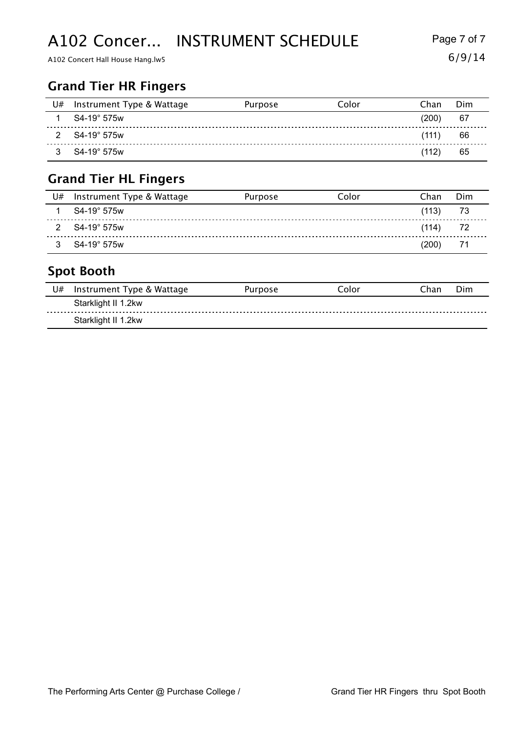# A102 Concer... INSTRUMENT SCHEDULE

A102 Concert Hall House Hang.lw5

6/9/14

## Grand Tier HR Fingers

| U# | Instrument Type & Wattage | Purpose | Color | Chan | Dim |
|---|---|---|---|---|---|
| 1 | S4-19° 575w | | | (200) | 67 |
| 2 | S4-19° 575w | | | (111) | 66 |
| 3 | S4-19° 575w | | | (112) | 65 |

## Grand Tier HL Fingers

| U# | Instrument Type & Wattage | Purpose | Color | Chan | Dim |
|---|---|---|---|---|---|
| 1 | S4-19° 575w | | | (113) | 73 |
| 2 | S4-19° 575w | | | (114) | 72 |
| 3 | S4-19° 575w | | | (200) | 71 |

## Spot Booth

| U# | Instrument Type & Wattage | Purpose | Color | Chan | Dim |
|---|---|---|---|---|---|
| | Starklight II 1.2kw | | | | |
| | Starklight II 1.2kw | | | | |

The Performing Arts Center @ Purchase College /

Grand Tier HR Fingers thru Spot Booth